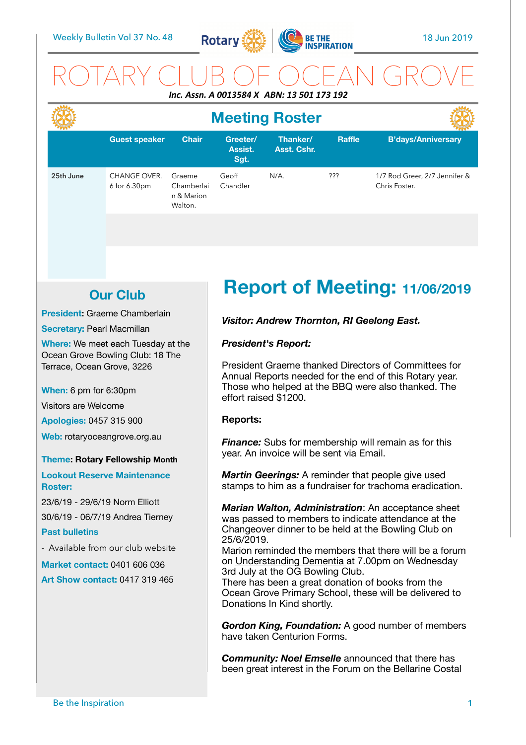Weekly Bulletin Vol 37 No. 48

18 Jun 2019

# ROTARY CLUB OF OCEAN GROVE

***Inc. Assn. A 0013584 X ABN: 13 501 173 192***

## Meeting Roster

| | Guest speaker | Chair | Greeter/ Assist. Sgt. | Thanker/ Asst. Cshr. | Raffle | B'days/Anniversary |
|---|---|---|---|---|---|---|
| **25th June** | CHANGE OVER. 6 for 6.30pm | Graeme Chamberlain & Marion Walton. | Geoff Chandler | N/A. | ??? | 1/7 Rod Greer, 2/7 Jennifer & Chris Foster. |

## Our Club

**President:** Graeme Chamberlain

**Secretary:** Pearl Macmillan

**Where:** We meet each Tuesday at the Ocean Grove Bowling Club: 18 The Terrace, Ocean Grove, 3226

**When:** 6 pm for 6:30pm

Visitors are Welcome

**Apologies:** 0457 315 900

**Web:** rotaryoceangrove.org.au

**Theme: Rotary Fellowship Month**

**Lookout Reserve Maintenance Roster:**

23/6/19 - 29/6/19 Norm Elliott

30/6/19 - 06/7/19 Andrea Tierney

**Past bulletins**

- Available from our club website

**Market contact:** 0401 606 036

**Art Show contact:** 0417 319 465

## Report of Meeting: 11/06/2019

***Visitor: Andrew Thornton, RI Geelong East.***

***President's Report:***

President Graeme thanked Directors of Committees for Annual Reports needed for the end of this Rotary year. Those who helped at the BBQ were also thanked. The effort raised $1200.

**Reports:**

***Finance:*** Subs for membership will remain as for this year. An invoice will be sent via Email.

***Martin Geerings:*** A reminder that people give used stamps to him as a fundraiser for trachoma eradication.

***Marian Walton, Administration***: An acceptance sheet was passed to members to indicate attendance at the Changeover dinner to be held at the Bowling Club on 25/6/2019.
Marion reminded the members that there will be a forum on Understanding Dementia at 7.00pm on Wednesday 3rd July at the OG Bowling Club.
There has been a great donation of books from the Ocean Grove Primary School, these will be delivered to Donations In Kind shortly.

***Gordon King, Foundation:*** A good number of members have taken Centurion Forms.

***Community: Noel Emselle*** announced that there has been great interest in the Forum on the Bellarine Costal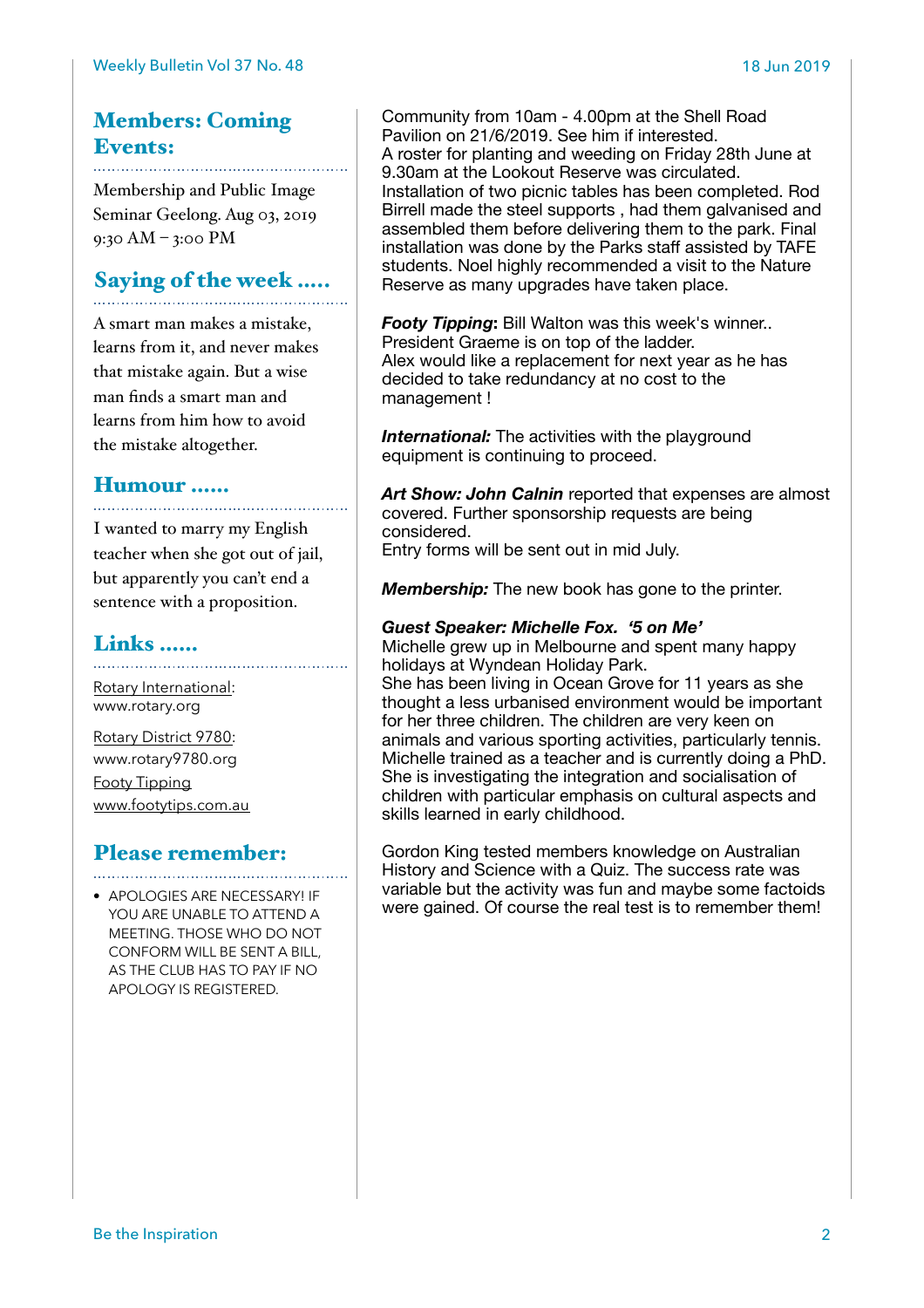## Members: Coming Events:

Membership and Public Image Seminar Geelong. Aug 03, 2019 9:30 AM – 3:00 PM

## Saying of the week .....

A smart man makes a mistake, learns from it, and never makes that mistake again. But a wise man finds a smart man and learns from him how to avoid the mistake altogether.

## Humour ......

I wanted to marry my English teacher when she got out of jail, but apparently you can't end a sentence with a proposition.

## Links ......

Rotary International: www.rotary.org

Rotary District 9780: www.rotary9780.org

Footy Tipping www.footytips.com.au

## Please remember:

- APOLOGIES ARE NECESSARY! IF YOU ARE UNABLE TO ATTEND A MEETING. THOSE WHO DO NOT CONFORM WILL BE SENT A BILL, AS THE CLUB HAS TO PAY IF NO APOLOGY IS REGISTERED.

Community from 10am - 4.00pm at the Shell Road Pavilion on 21/6/2019. See him if interested.
A roster for planting and weeding on Friday 28th June at 9.30am at the Lookout Reserve was circulated.
Installation of two picnic tables has been completed. Rod Birrell made the steel supports , had them galvanised and assembled them before delivering them to the park. Final installation was done by the Parks staff assisted by TAFE students. Noel highly recommended a visit to the Nature Reserve as many upgrades have taken place.

***Footy Tipping*:** Bill Walton was this week's winner..
President Graeme is on top of the ladder.
Alex would like a replacement for next year as he has decided to take redundancy at no cost to the management !

***International:*** The activities with the playground equipment is continuing to proceed.

***Art Show: John Calnin*** reported that expenses are almost covered. Further sponsorship requests are being considered.
Entry forms will be sent out in mid July.

***Membership:*** The new book has gone to the printer.

***Guest Speaker: Michelle Fox. '5 on Me'***
Michelle grew up in Melbourne and spent many happy holidays at Wyndean Holiday Park.
She has been living in Ocean Grove for 11 years as she thought a less urbanised environment would be important for her three children. The children are very keen on animals and various sporting activities, particularly tennis.
Michelle trained as a teacher and is currently doing a PhD. She is investigating the integration and socialisation of children with particular emphasis on cultural aspects and skills learned in early childhood.

Gordon King tested members knowledge on Australian History and Science with a Quiz. The success rate was variable but the activity was fun and maybe some factoids were gained. Of course the real test is to remember them!